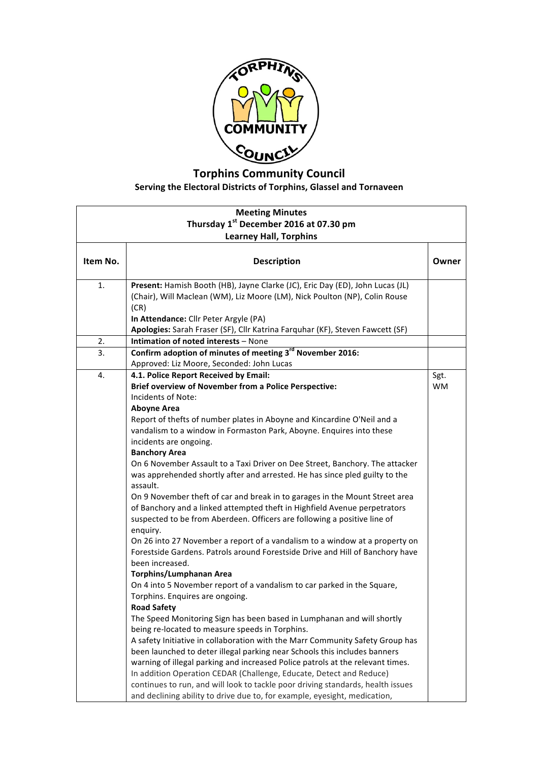# Torphins Community Council

**Serving the Electoral Districts of Torphins, Glassel and Tornaveen**

| **Meeting Minutes**<br>**Thursday 1st December 2016 at 07.30 pm**<br>**Learney Hall, Torphins** | | |
|---|---|---|
| **Item No.** | **Description** | **Owner** |
| 1. | **Present:** Hamish Booth (HB), Jayne Clarke (JC), Eric Day (ED), John Lucas (JL) (Chair), Will Maclean (WM), Liz Moore (LM), Nick Poulton (NP), Colin Rouse (CR)<br>**In Attendance:** Cllr Peter Argyle (PA)<br>**Apologies:** Sarah Fraser (SF), Cllr Katrina Farquhar (KF), Steven Fawcett (SF) | |
| 2. | **Intimation of noted interests** – None | |
| 3. | **Confirm adoption of minutes of meeting 3rd November 2016:**<br>Approved: Liz Moore, Seconded: John Lucas | |
| 4. | **4.1. Police Report Received by Email:**<br>**Brief overview of November from a Police Perspective:**<br>Incidents of Note:<br>**Aboyne Area**<br>Report of thefts of number plates in Aboyne and Kincardine O'Neil and a vandalism to a window in Formaston Park, Aboyne. Enquires into these incidents are ongoing.<br>**Banchory Area**<br>On 6 November Assault to a Taxi Driver on Dee Street, Banchory. The attacker was apprehended shortly after and arrested. He has since pled guilty to the assault.<br>On 9 November theft of car and break in to garages in the Mount Street area of Banchory and a linked attempted theft in Highfield Avenue perpetrators suspected to be from Aberdeen. Officers are following a positive line of enquiry.<br>On 26 into 27 November a report of a vandalism to a window at a property on Forestside Gardens. Patrols around Forestside Drive and Hill of Banchory have been increased.<br>**Torphins/Lumphanan Area**<br>On 4 into 5 November report of a vandalism to car parked in the Square, Torphins. Enquires are ongoing.<br>**Road Safety**<br>The Speed Monitoring Sign has been based in Lumphanan and will shortly being re-located to measure speeds in Torphins.<br>A safety Initiative in collaboration with the Marr Community Safety Group has been launched to deter illegal parking near Schools this includes banners warning of illegal parking and increased Police patrols at the relevant times.<br>In addition Operation CEDAR (Challenge, Educate, Detect and Reduce) continues to run, and will look to tackle poor driving standards, health issues and declining ability to drive due to, for example, eyesight, medication, | Sgt. WM |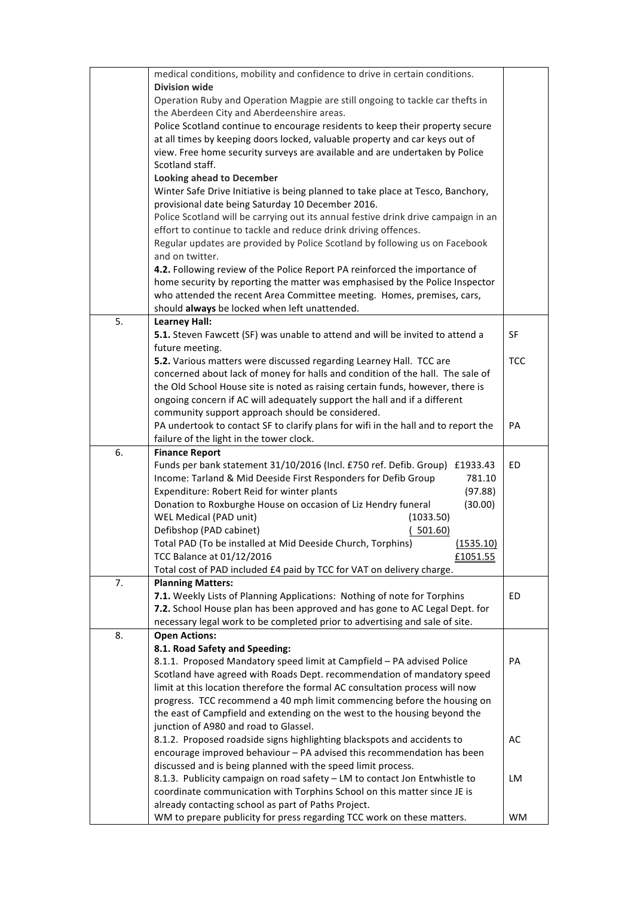| | | |
|---|---|---|
| | medical conditions, mobility and confidence to drive in certain conditions.<br>**Division wide**<br>Operation Ruby and Operation Magpie are still ongoing to tackle car thefts in the Aberdeen City and Aberdeenshire areas.<br>Police Scotland continue to encourage residents to keep their property secure at all times by keeping doors locked, valuable property and car keys out of view. Free home security surveys are available and are undertaken by Police Scotland staff.<br>**Looking ahead to December**<br>Winter Safe Drive Initiative is being planned to take place at Tesco, Banchory, provisional date being Saturday 10 December 2016.<br>Police Scotland will be carrying out its annual festive drink drive campaign in an effort to continue to tackle and reduce drink driving offences.<br>Regular updates are provided by Police Scotland by following us on Facebook and on twitter.<br>**4.2.** Following review of the Police Report PA reinforced the importance of home security by reporting the matter was emphasised by the Police Inspector who attended the recent Area Committee meeting. Homes, premises, cars, should **always** be locked when left unattended. | |
| 5. | **Learney Hall:**<br>**5.1.** Steven Fawcett (SF) was unable to attend and will be invited to attend a future meeting.<br>**5.2.** Various matters were discussed regarding Learney Hall. TCC are concerned about lack of money for halls and condition of the hall. The sale of the Old School House site is noted as raising certain funds, however, there is ongoing concern if AC will adequately support the hall and if a different community support approach should be considered.<br>PA undertook to contact SF to clarify plans for wifi in the hall and to report the failure of the light in the tower clock. | SF<br><br>TCC<br><br><br><br><br>PA |
| 6. | **Finance Report**<br>Funds per bank statement 31/10/2016 (Incl. £750 ref. Defib. Group) £1933.43<br>Income: Tarland & Mid Deeside First Responders for Defib Group 781.10<br>Expenditure: Robert Reid for winter plants (97.88)<br>Donation to Roxburghe House on occasion of Liz Hendry funeral (30.00)<br>WEL Medical (PAD unit) (1033.50)<br>Defibshop (PAD cabinet) ( 501.60)<br>Total PAD (To be installed at Mid Deeside Church, Torphins) (1535.10)<br>TCC Balance at 01/12/2016 £1051.55<br>Total cost of PAD included £4 paid by TCC for VAT on delivery charge. | ED |
| 7. | **Planning Matters:**<br>**7.1.** Weekly Lists of Planning Applications: Nothing of note for Torphins<br>**7.2.** School House plan has been approved and has gone to AC Legal Dept. for necessary legal work to be completed prior to advertising and sale of site. | ED |
| 8. | **Open Actions:**<br>**8.1. Road Safety and Speeding:**<br>8.1.1. Proposed Mandatory speed limit at Campfield – PA advised Police Scotland have agreed with Roads Dept. recommendation of mandatory speed limit at this location therefore the formal AC consultation process will now progress. TCC recommend a 40 mph limit commencing before the housing on the east of Campfield and extending on the west to the housing beyond the junction of A980 and road to Glassel.<br>8.1.2. Proposed roadside signs highlighting blackspots and accidents to encourage improved behaviour – PA advised this recommendation has been discussed and is being planned with the speed limit process.<br>8.1.3. Publicity campaign on road safety – LM to contact Jon Entwhistle to coordinate communication with Torphins School on this matter since JE is already contacting school as part of Paths Project.<br>WM to prepare publicity for press regarding TCC work on these matters. | <br><br>PA<br><br><br><br><br><br>AC<br><br><br>LM<br><br><br>WM |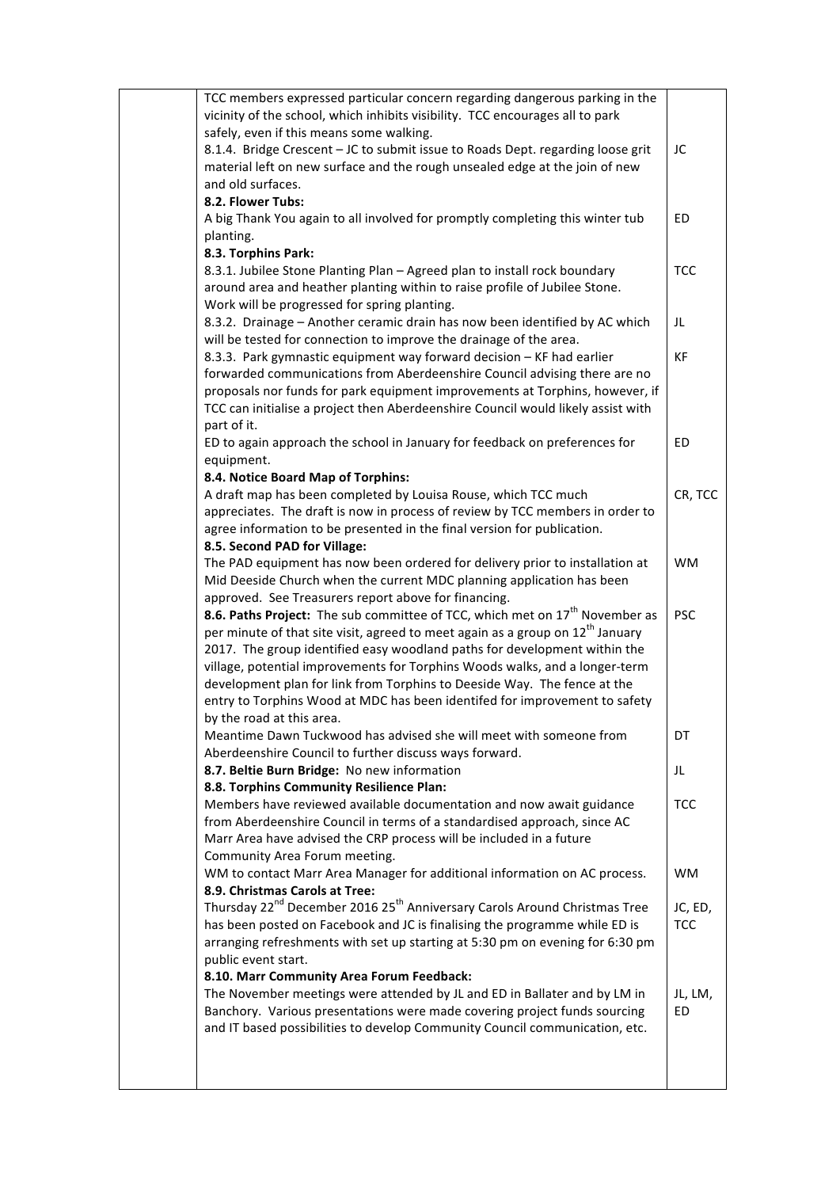| | | |
|---|---|---|
| | TCC members expressed particular concern regarding dangerous parking in the vicinity of the school, which inhibits visibility. TCC encourages all to park safely, even if this means some walking. | |
| | 8.1.4. Bridge Crescent – JC to submit issue to Roads Dept. regarding loose grit material left on new surface and the rough unsealed edge at the join of new and old surfaces. | JC |
| | **8.2. Flower Tubs:** | |
| | A big Thank You again to all involved for promptly completing this winter tub planting. | ED |
| | **8.3. Torphins Park:** | |
| | 8.3.1. Jubilee Stone Planting Plan – Agreed plan to install rock boundary around area and heather planting within to raise profile of Jubilee Stone. Work will be progressed for spring planting. | TCC |
| | 8.3.2. Drainage – Another ceramic drain has now been identified by AC which will be tested for connection to improve the drainage of the area. | JL |
| | 8.3.3. Park gymnastic equipment way forward decision – KF had earlier forwarded communications from Aberdeenshire Council advising there are no proposals nor funds for park equipment improvements at Torphins, however, if TCC can initialise a project then Aberdeenshire Council would likely assist with part of it. | KF |
| | ED to again approach the school in January for feedback on preferences for equipment. | ED |
| | **8.4. Notice Board Map of Torphins:** | |
| | A draft map has been completed by Louisa Rouse, which TCC much appreciates. The draft is now in process of review by TCC members in order to agree information to be presented in the final version for publication. | CR, TCC |
| | **8.5. Second PAD for Village:** | |
| | The PAD equipment has now been ordered for delivery prior to installation at Mid Deeside Church when the current MDC planning application has been approved. See Treasurers report above for financing. | WM |
| | **8.6. Paths Project:** The sub committee of TCC, which met on 17th November as per minute of that site visit, agreed to meet again as a group on 12th January 2017. The group identified easy woodland paths for development within the village, potential improvements for Torphins Woods walks, and a longer-term development plan for link from Torphins to Deeside Way. The fence at the entry to Torphins Wood at MDC has been identifed for improvement to safety by the road at this area. | PSC |
| | Meantime Dawn Tuckwood has advised she will meet with someone from Aberdeenshire Council to further discuss ways forward. | DT |
| | **8.7. Beltie Burn Bridge:** No new information | JL |
| | **8.8. Torphins Community Resilience Plan:** | |
| | Members have reviewed available documentation and now await guidance from Aberdeenshire Council in terms of a standardised approach, since AC Marr Area have advised the CRP process will be included in a future Community Area Forum meeting. | TCC |
| | WM to contact Marr Area Manager for additional information on AC process. | WM |
| | **8.9. Christmas Carols at Tree:** | |
| | Thursday 22nd December 2016 25th Anniversary Carols Around Christmas Tree has been posted on Facebook and JC is finalising the programme while ED is arranging refreshments with set up starting at 5:30 pm on evening for 6:30 pm public event start. | JC, ED, TCC |
| | **8.10. Marr Community Area Forum Feedback:** | |
| | The November meetings were attended by JL and ED in Ballater and by LM in Banchory. Various presentations were made covering project funds sourcing and IT based possibilities to develop Community Council communication, etc. | JL, LM, ED |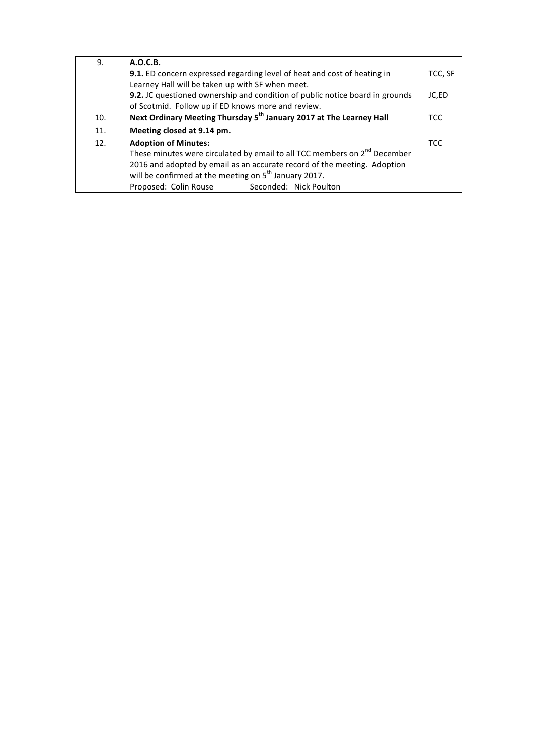| | | |
|---|---|---|
| 9. | **A.O.C.B.**<br>**9.1.** ED concern expressed regarding level of heat and cost of heating in Learney Hall will be taken up with SF when meet.<br>**9.2.** JC questioned ownership and condition of public notice board in grounds of Scotmid. Follow up if ED knows more and review. | TCC, SF<br><br>JC,ED |
| 10. | **Next Ordinary Meeting Thursday 5th January 2017 at The Learney Hall** | TCC |
| 11. | **Meeting closed at 9.14 pm.** | |
| 12. | **Adoption of Minutes:**<br>These minutes were circulated by email to all TCC members on 2nd December 2016 and adopted by email as an accurate record of the meeting. Adoption will be confirmed at the meeting on 5th January 2017.<br>Proposed: Colin Rouse Seconded: Nick Poulton | TCC |